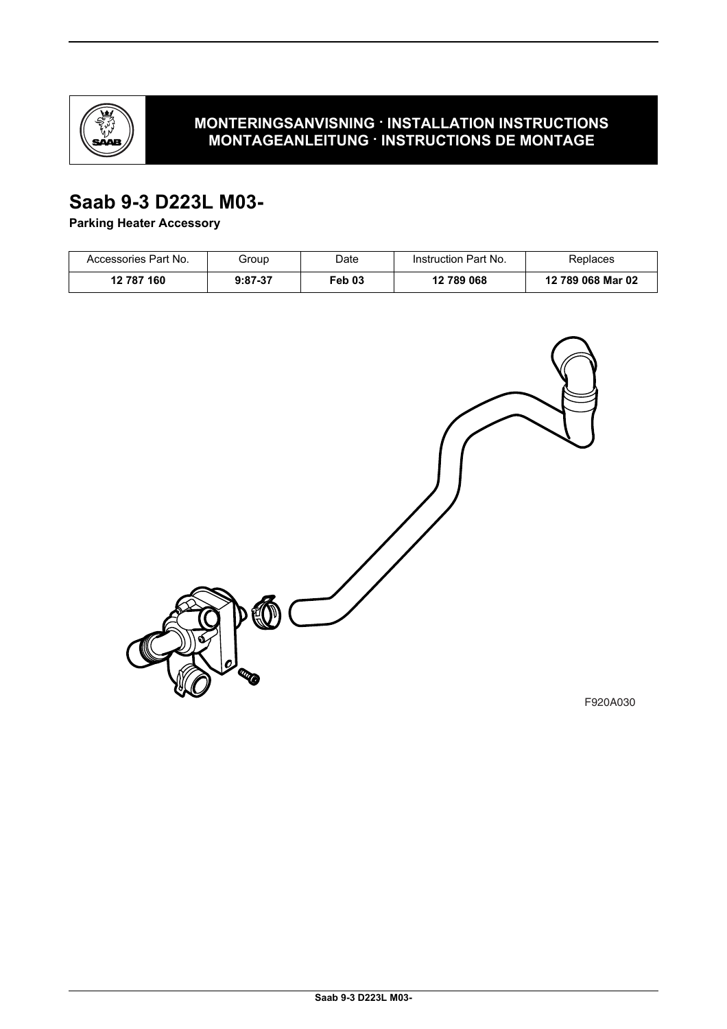**MONTERINGSANVISNING · INSTALLATION INSTRUCTIONS**
**MONTAGEANLEITUNG · INSTRUCTIONS DE MONTAGE**

# Saab 9-3 D223L M03-

**Parking Heater Accessory**

| Accessories Part No. | Group | Date | Instruction Part No. | Replaces |
|---|---|---|---|---|
| **12 787 160** | **9:87-37** | **Feb 03** | **12 789 068** | **12 789 068 Mar 02** |

F920A030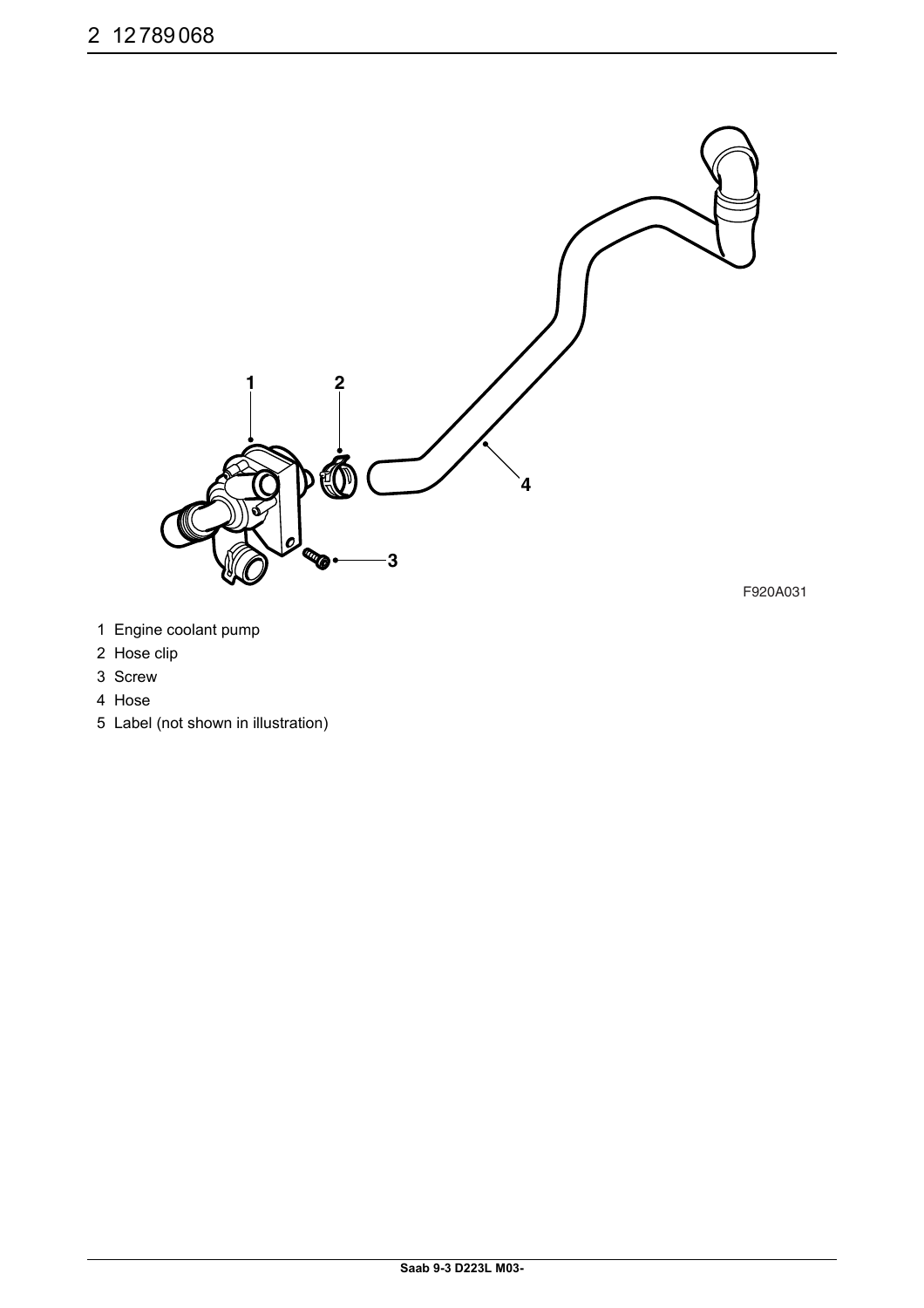F920A031

1 Engine coolant pump
2 Hose clip
3 Screw
4 Hose
5 Label (not shown in illustration)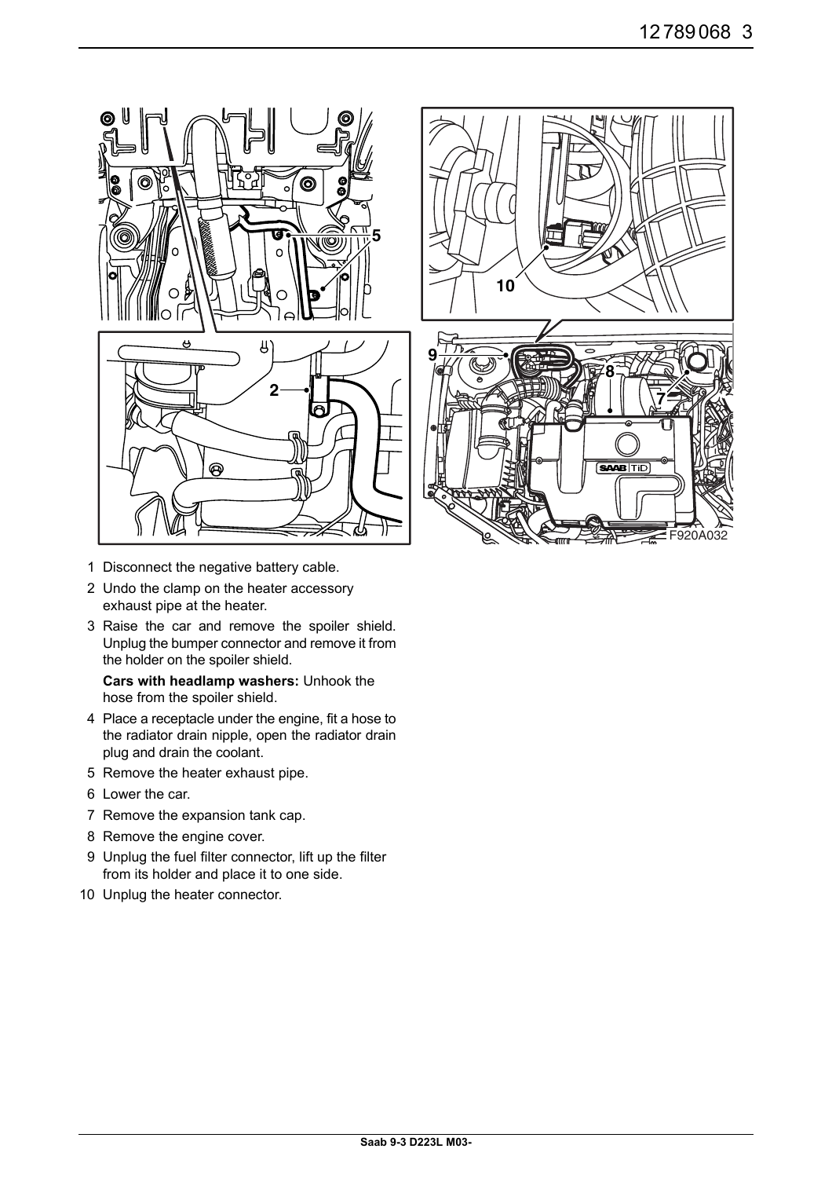1. Disconnect the negative battery cable.
2. Undo the clamp on the heater accessory exhaust pipe at the heater.
3. Raise the car and remove the spoiler shield. Unplug the bumper connector and remove it from the holder on the spoiler shield.

   **Cars with headlamp washers:** Unhook the hose from the spoiler shield.
4. Place a receptacle under the engine, fit a hose to the radiator drain nipple, open the radiator drain plug and drain the coolant.
5. Remove the heater exhaust pipe.
6. Lower the car.
7. Remove the expansion tank cap.
8. Remove the engine cover.
9. Unplug the fuel filter connector, lift up the filter from its holder and place it to one side.
10. Unplug the heater connector.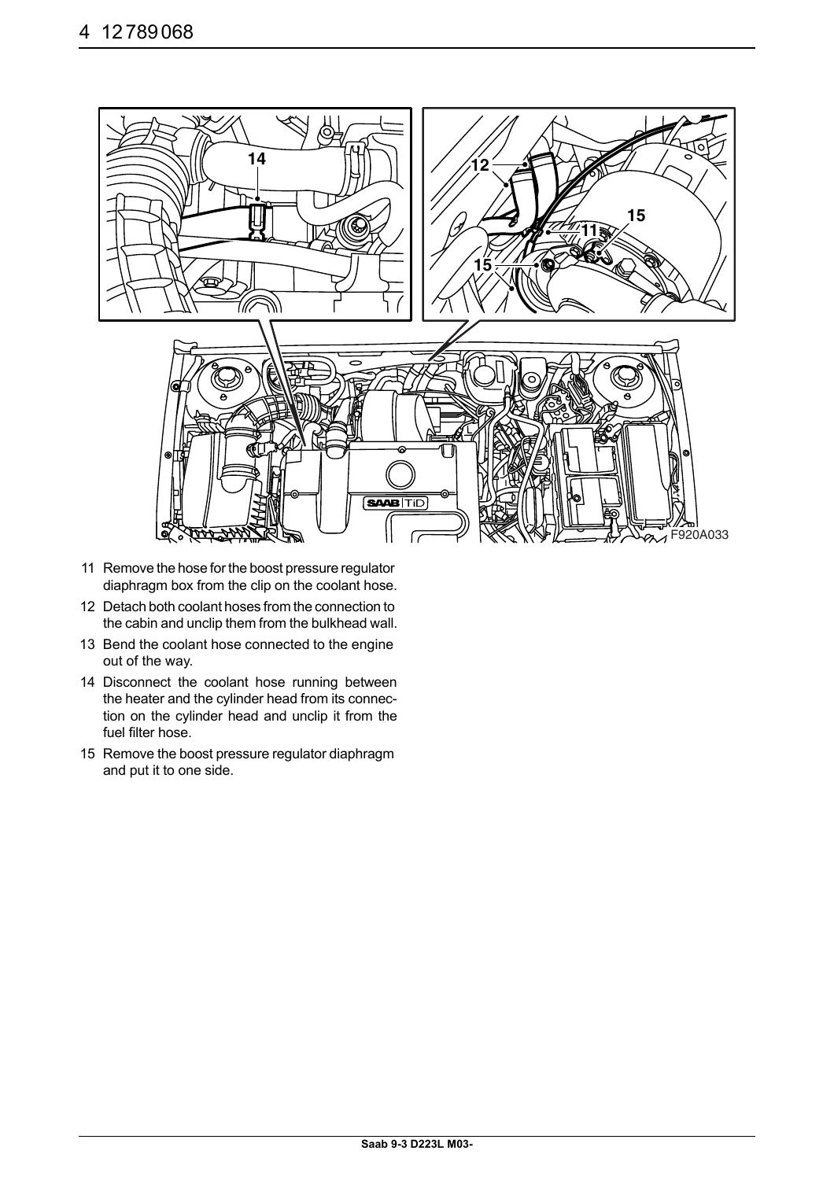11 Remove the hose for the boost pressure regulator diaphragm box from the clip on the coolant hose.
12 Detach both coolant hoses from the connection to the cabin and unclip them from the bulkhead wall.
13 Bend the coolant hose connected to the engine out of the way.
14 Disconnect the coolant hose running between the heater and the cylinder head from its connection on the cylinder head and unclip it from the fuel filter hose.
15 Remove the boost pressure regulator diaphragm and put it to one side.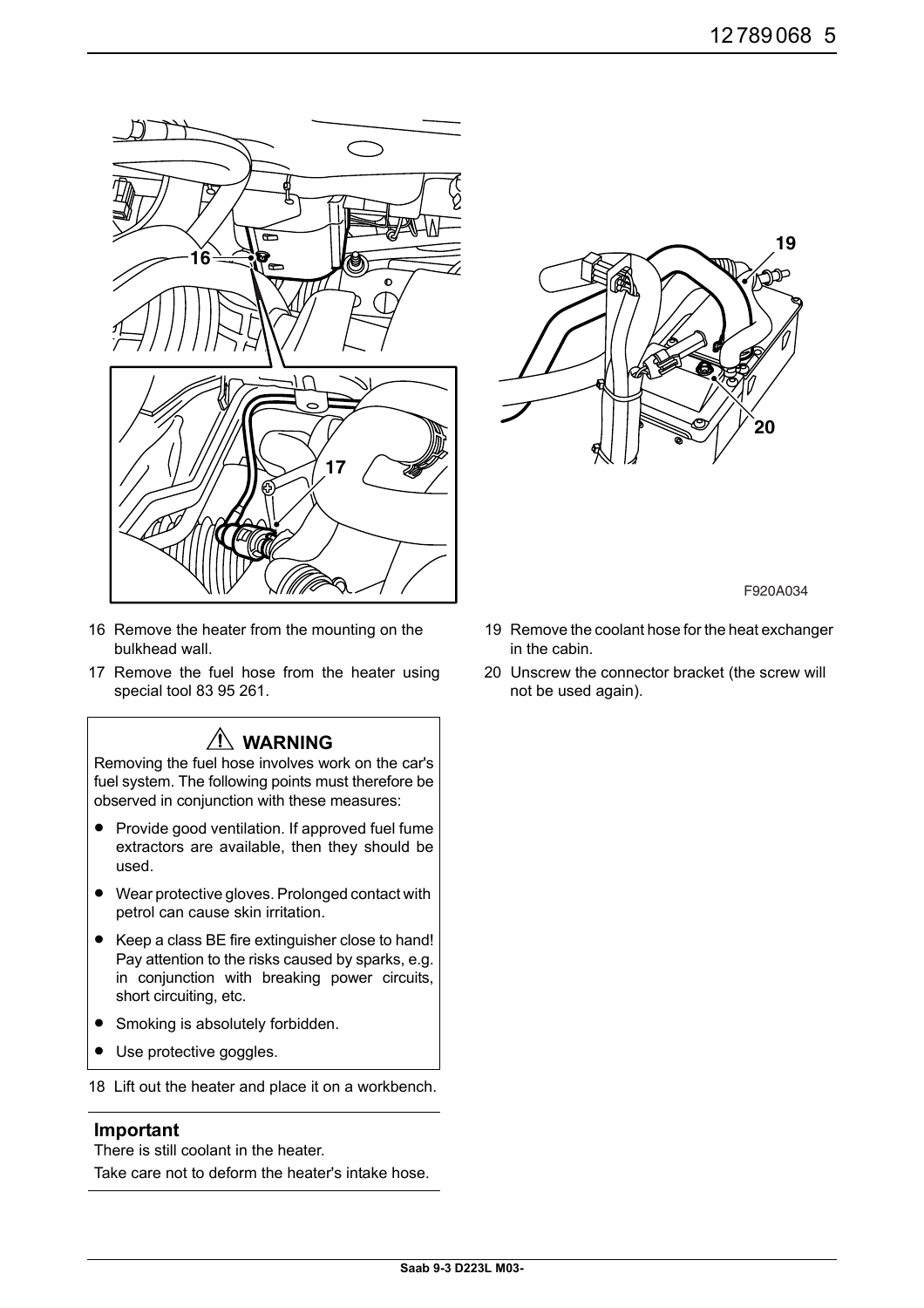F920A034

16 Remove the heater from the mounting on the bulkhead wall.

17 Remove the fuel hose from the heater using special tool 83 95 261.

> **⚠ WARNING**
>
> Removing the fuel hose involves work on the car's fuel system. The following points must therefore be observed in conjunction with these measures:
>
> - Provide good ventilation. If approved fuel fume extractors are available, then they should be used.
> - Wear protective gloves. Prolonged contact with petrol can cause skin irritation.
> - Keep a class BE fire extinguisher close to hand! Pay attention to the risks caused by sparks, e.g. in conjunction with breaking power circuits, short circuiting, etc.
> - Smoking is absolutely forbidden.
> - Use protective goggles.

18 Lift out the heater and place it on a workbench.

**Important**

There is still coolant in the heater.

Take care not to deform the heater's intake hose.

19 Remove the coolant hose for the heat exchanger in the cabin.

20 Unscrew the connector bracket (the screw will not be used again).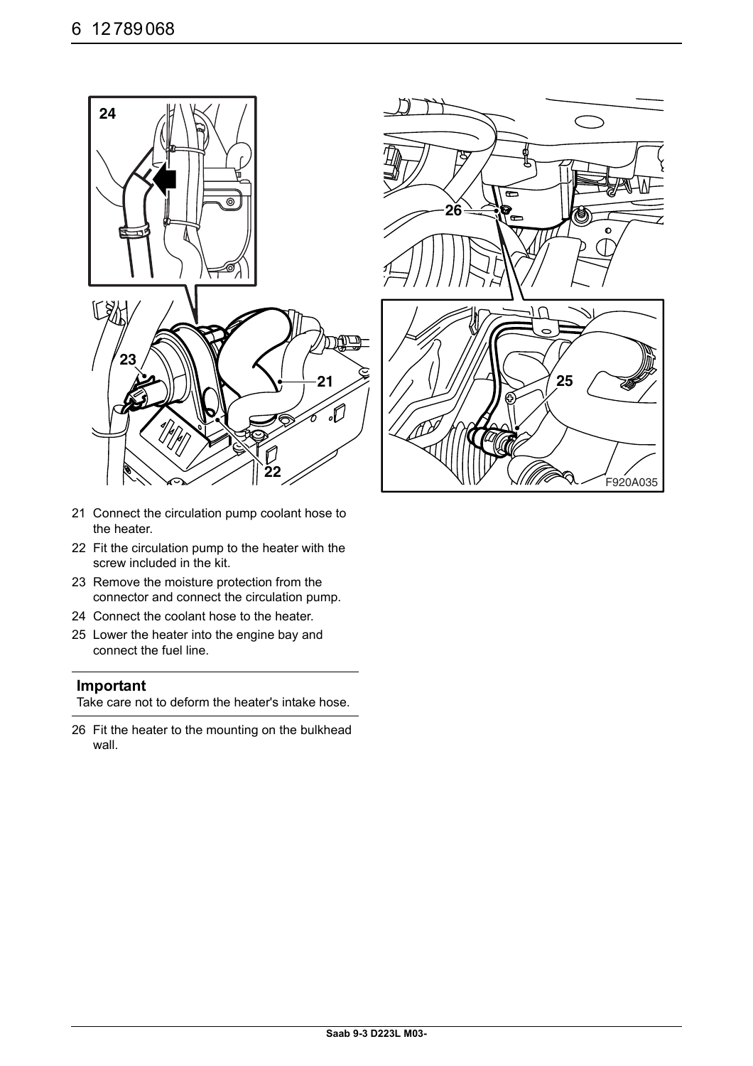21 Connect the circulation pump coolant hose to the heater.
22 Fit the circulation pump to the heater with the screw included in the kit.
23 Remove the moisture protection from the connector and connect the circulation pump.
24 Connect the coolant hose to the heater.
25 Lower the heater into the engine bay and connect the fuel line.

**Important**

Take care not to deform the heater's intake hose.

26 Fit the heater to the mounting on the bulkhead wall.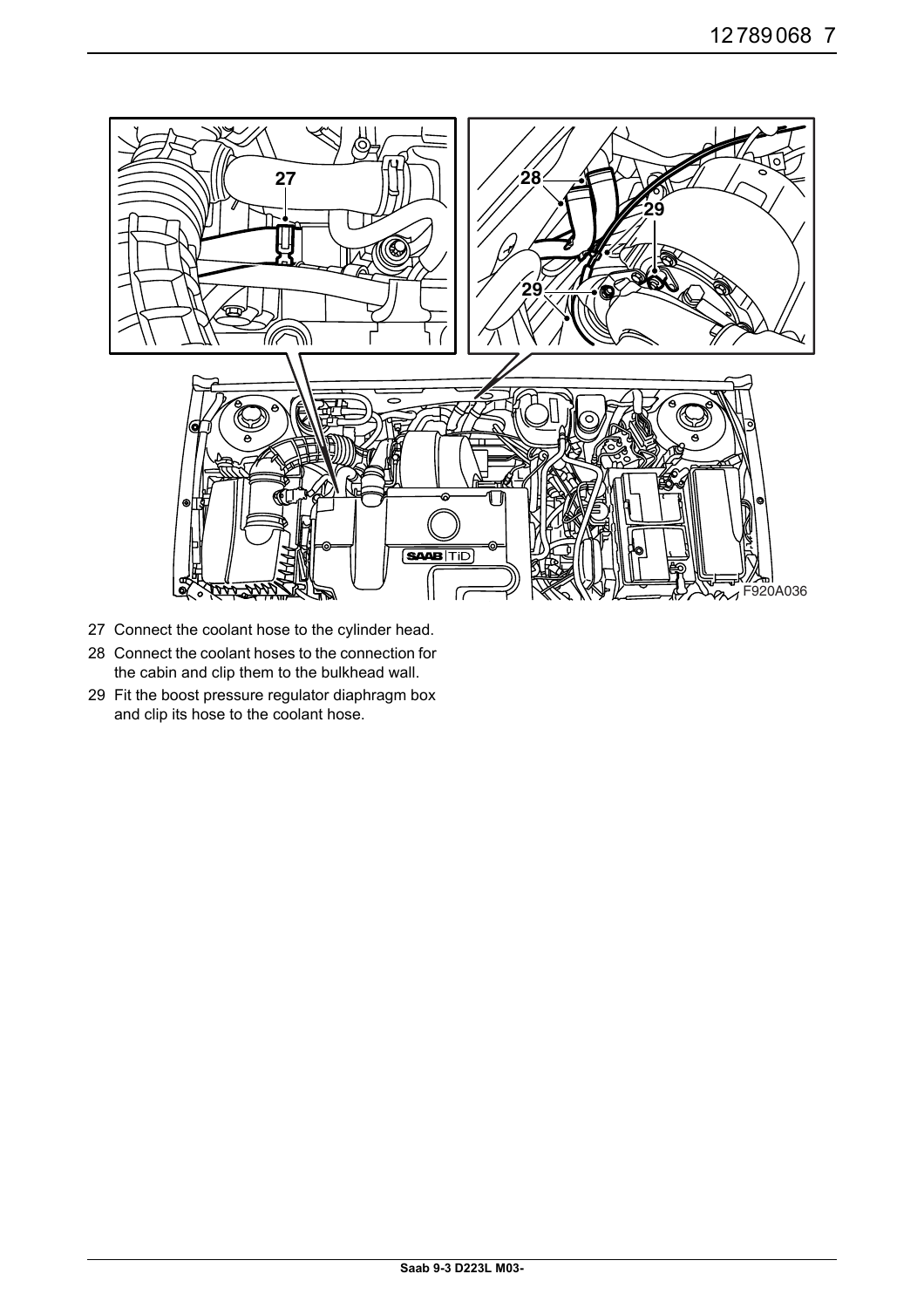27 Connect the coolant hose to the cylinder head.

28 Connect the coolant hoses to the connection for the cabin and clip them to the bulkhead wall.

29 Fit the boost pressure regulator diaphragm box and clip its hose to the coolant hose.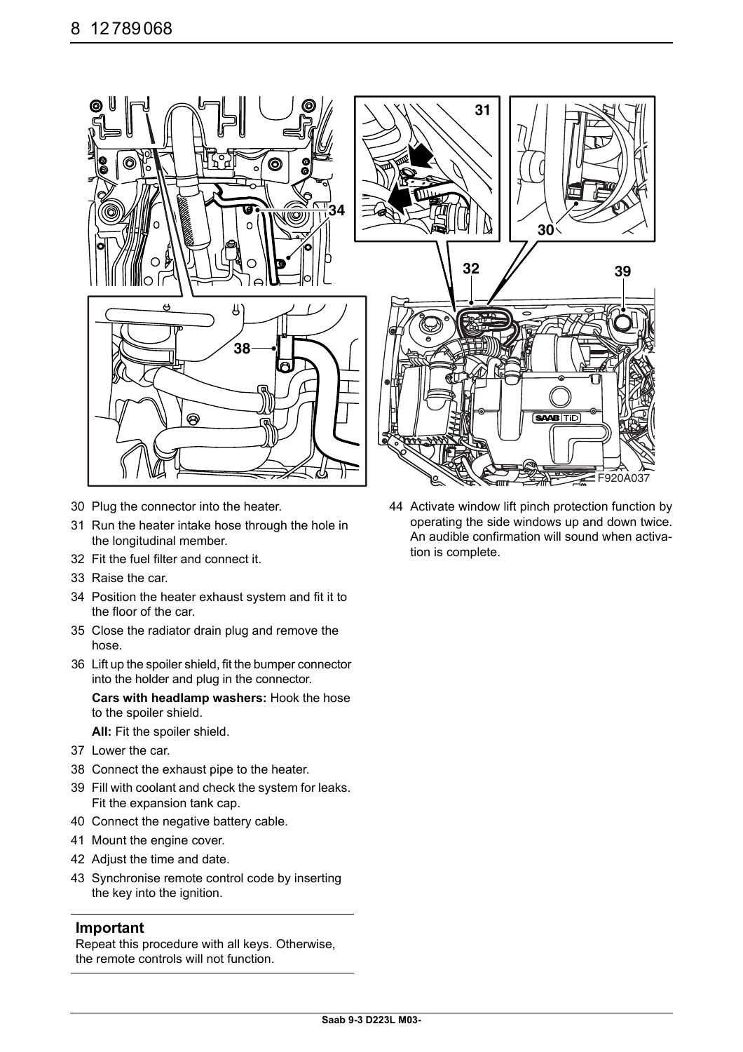30 Plug the connector into the heater.
31 Run the heater intake hose through the hole in the longitudinal member.
32 Fit the fuel filter and connect it.
33 Raise the car.
34 Position the heater exhaust system and fit it to the floor of the car.
35 Close the radiator drain plug and remove the hose.
36 Lift up the spoiler shield, fit the bumper connector into the holder and plug in the connector.

    **Cars with headlamp washers:** Hook the hose to the spoiler shield.

    **All:** Fit the spoiler shield.
37 Lower the car.
38 Connect the exhaust pipe to the heater.
39 Fill with coolant and check the system for leaks. Fit the expansion tank cap.
40 Connect the negative battery cable.
41 Mount the engine cover.
42 Adjust the time and date.
43 Synchronise remote control code by inserting the key into the ignition.

### Important

Repeat this procedure with all keys. Otherwise, the remote controls will not function.

44 Activate window lift pinch protection function by operating the side windows up and down twice. An audible confirmation will sound when activation is complete.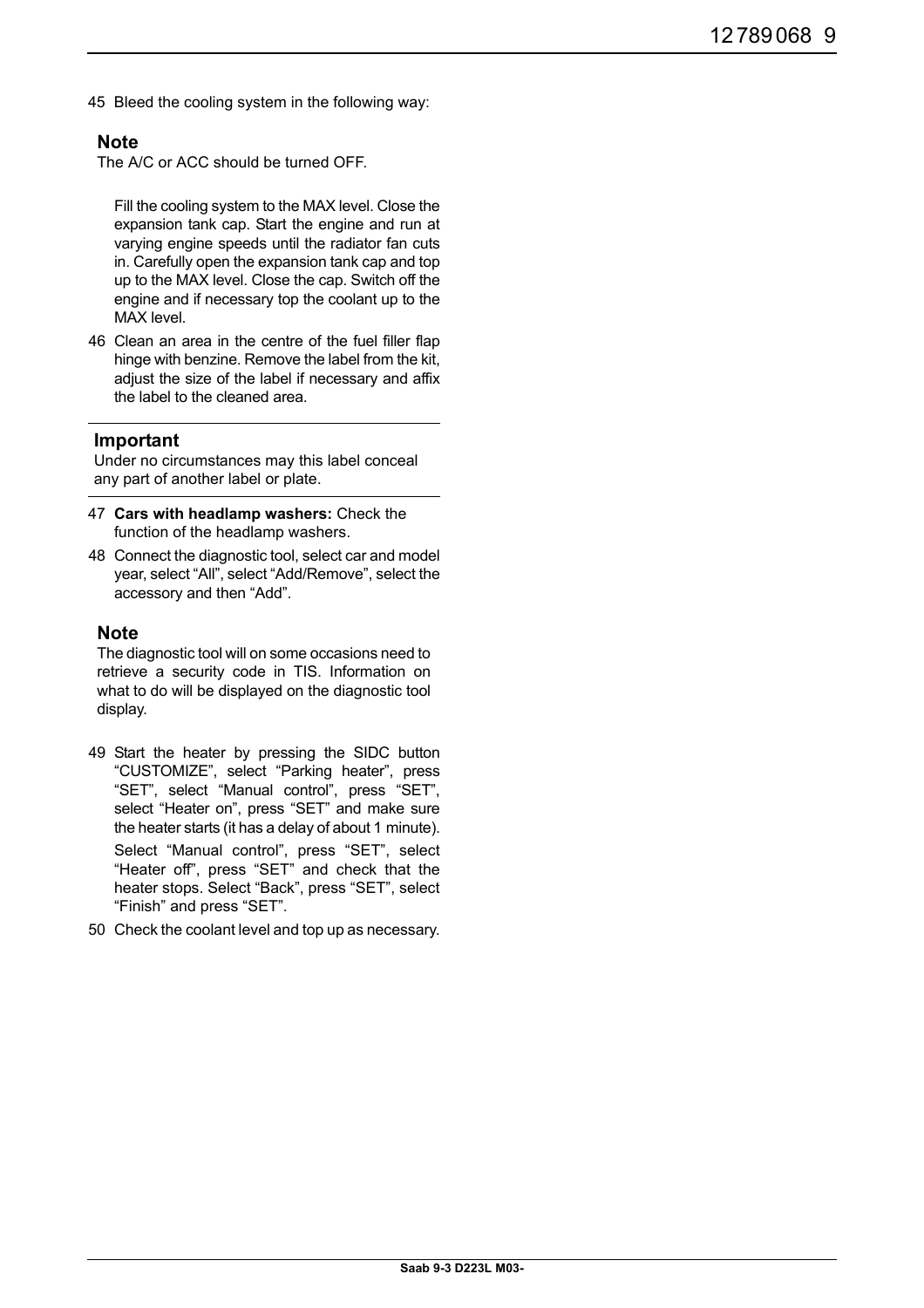45 Bleed the cooling system in the following way:

**Note**

The A/C or ACC should be turned OFF.

Fill the cooling system to the MAX level. Close the expansion tank cap. Start the engine and run at varying engine speeds until the radiator fan cuts in. Carefully open the expansion tank cap and top up to the MAX level. Close the cap. Switch off the engine and if necessary top the coolant up to the MAX level.

46 Clean an area in the centre of the fuel filler flap hinge with benzine. Remove the label from the kit, adjust the size of the label if necessary and affix the label to the cleaned area.

**Important**

Under no circumstances may this label conceal any part of another label or plate.

47 **Cars with headlamp washers:** Check the function of the headlamp washers.

48 Connect the diagnostic tool, select car and model year, select "All", select "Add/Remove", select the accessory and then "Add".

**Note**

The diagnostic tool will on some occasions need to retrieve a security code in TIS. Information on what to do will be displayed on the diagnostic tool display.

49 Start the heater by pressing the SIDC button "CUSTOMIZE", select "Parking heater", press "SET", select "Manual control", press "SET", select "Heater on", press "SET" and make sure the heater starts (it has a delay of about 1 minute).

Select "Manual control", press "SET", select "Heater off", press "SET" and check that the heater stops. Select "Back", press "SET", select "Finish" and press "SET".

50 Check the coolant level and top up as necessary.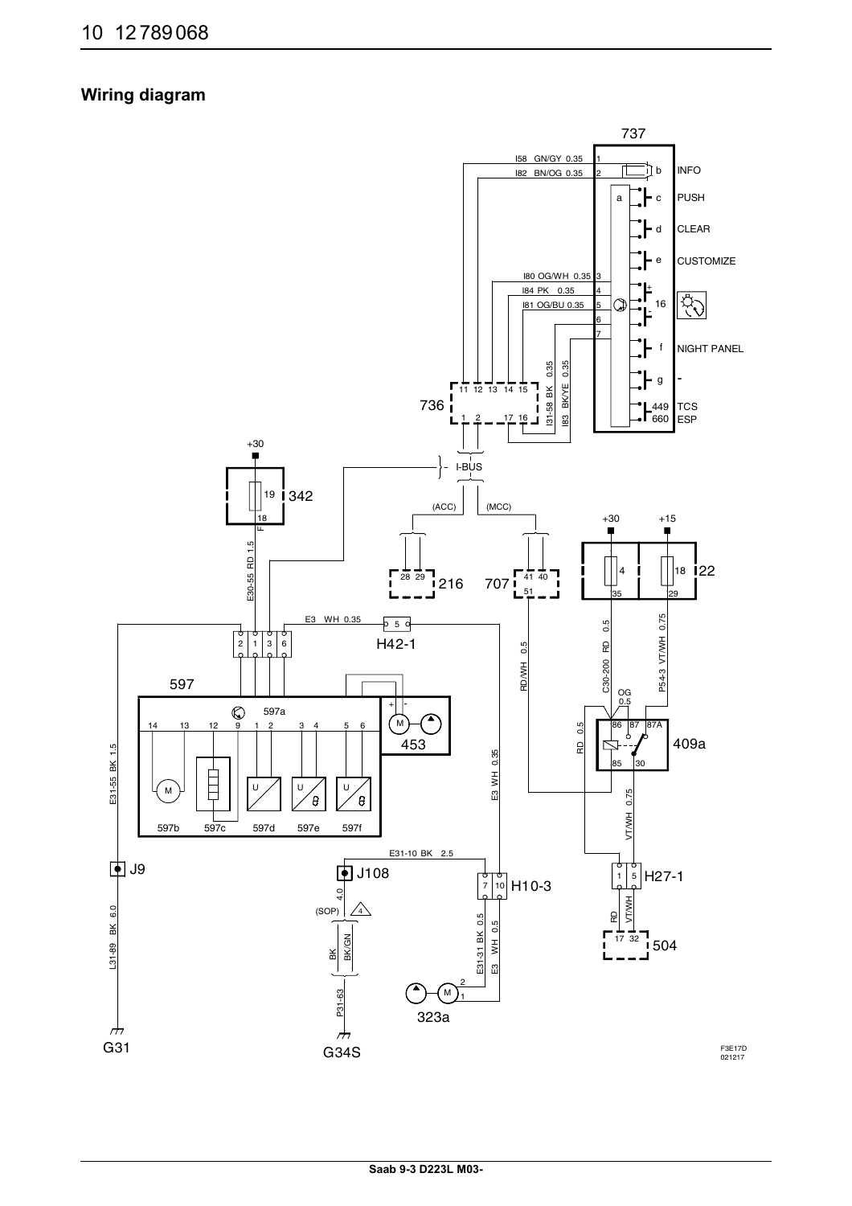## Wiring diagram

F3E17D
021217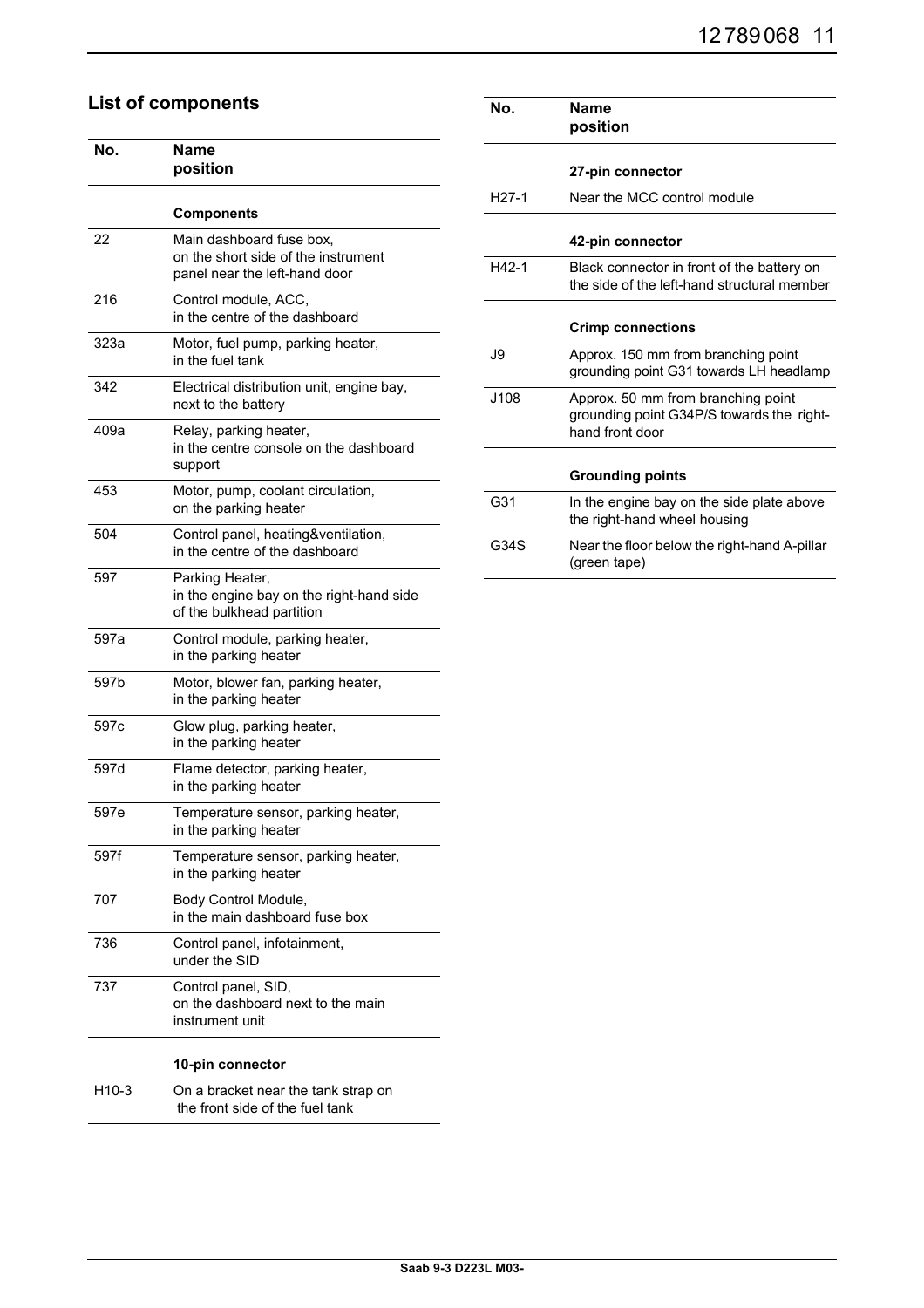## List of components

| No. | Name<br>position |
|---|---|
| | **Components** |
| 22 | Main dashboard fuse box,<br>on the short side of the instrument panel near the left-hand door |
| 216 | Control module, ACC,<br>in the centre of the dashboard |
| 323a | Motor, fuel pump, parking heater,<br>in the fuel tank |
| 342 | Electrical distribution unit, engine bay,<br>next to the battery |
| 409a | Relay, parking heater,<br>in the centre console on the dashboard support |
| 453 | Motor, pump, coolant circulation,<br>on the parking heater |
| 504 | Control panel, heating&ventilation,<br>in the centre of the dashboard |
| 597 | Parking Heater,<br>in the engine bay on the right-hand side of the bulkhead partition |
| 597a | Control module, parking heater,<br>in the parking heater |
| 597b | Motor, blower fan, parking heater,<br>in the parking heater |
| 597c | Glow plug, parking heater,<br>in the parking heater |
| 597d | Flame detector, parking heater,<br>in the parking heater |
| 597e | Temperature sensor, parking heater,<br>in the parking heater |
| 597f | Temperature sensor, parking heater,<br>in the parking heater |
| 707 | Body Control Module,<br>in the main dashboard fuse box |
| 736 | Control panel, infotainment,<br>under the SID |
| 737 | Control panel, SID,<br>on the dashboard next to the main instrument unit |
| | **10-pin connector** |
| H10-3 | On a bracket near the tank strap on the front side of the fuel tank |
| | **27-pin connector** |
| H27-1 | Near the MCC control module |
| | **42-pin connector** |
| H42-1 | Black connector in front of the battery on the side of the left-hand structural member |
| | **Crimp connections** |
| J9 | Approx. 150 mm from branching point grounding point G31 towards LH headlamp |
| J108 | Approx. 50 mm from branching point grounding point G34P/S towards the right-hand front door |
| | **Grounding points** |
| G31 | In the engine bay on the side plate above the right-hand wheel housing |
| G34S | Near the floor below the right-hand A-pillar (green tape) |